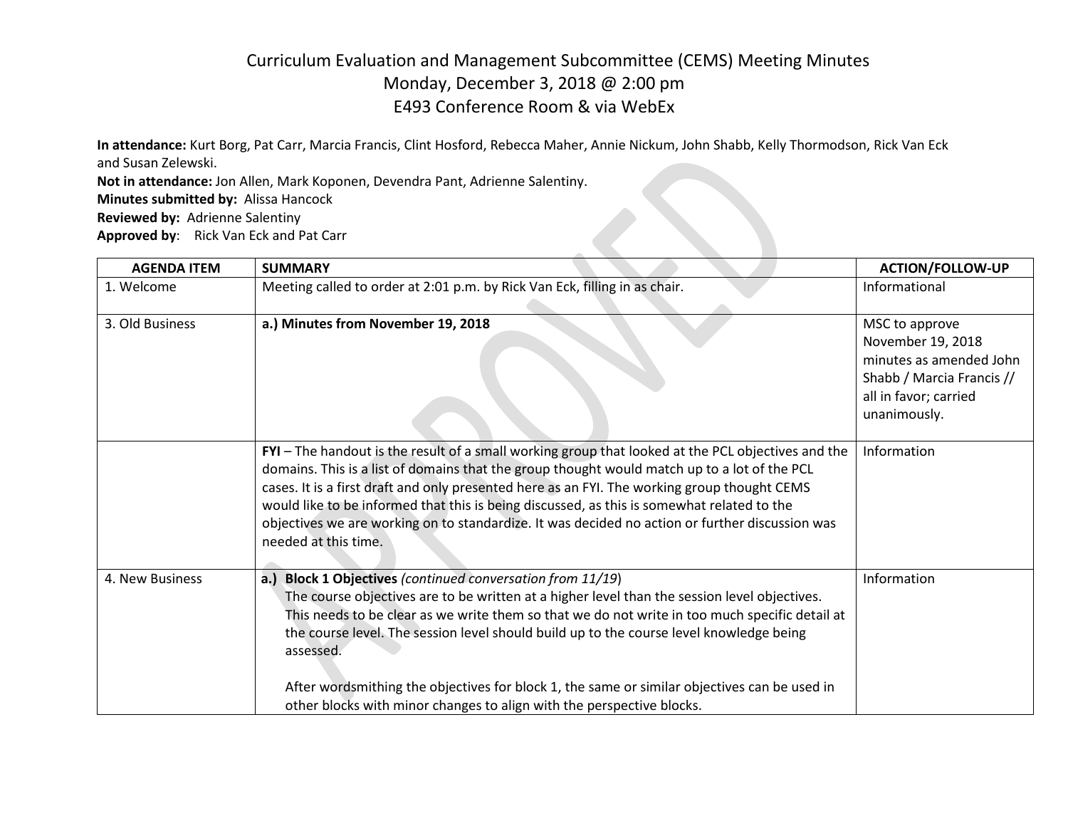# Curriculum Evaluation and Management Subcommittee (CEMS) Meeting Minutes
## Monday, December 3, 2018 @ 2:00 pm
## E493 Conference Room & via WebEx

**In attendance:** Kurt Borg, Pat Carr, Marcia Francis, Clint Hosford, Rebecca Maher, Annie Nickum, John Shabb, Kelly Thormodson, Rick Van Eck and Susan Zelewski.
**Not in attendance:** Jon Allen, Mark Koponen, Devendra Pant, Adrienne Salentiny.
**Minutes submitted by:** Alissa Hancock
**Reviewed by:** Adrienne Salentiny
**Approved by:** Rick Van Eck and Pat Carr

| AGENDA ITEM | SUMMARY | ACTION/FOLLOW-UP |
|---|---|---|
| 1. Welcome | Meeting called to order at 2:01 p.m. by Rick Van Eck, filling in as chair. | Informational |
| 3. Old Business | **a.) Minutes from November 19, 2018** | MSC to approve November 19, 2018 minutes as amended John Shabb / Marcia Francis // all in favor; carried unanimously. |
| | **FYI** – The handout is the result of a small working group that looked at the PCL objectives and the domains. This is a list of domains that the group thought would match up to a lot of the PCL cases. It is a first draft and only presented here as an FYI. The working group thought CEMS would like to be informed that this is being discussed, as this is somewhat related to the objectives we are working on to standardize. It was decided no action or further discussion was needed at this time. | Information |
| 4. New Business | **a.) Block 1 Objectives** *(continued conversation from 11/19)*<br>The course objectives are to be written at a higher level than the session level objectives. This needs to be clear as we write them so that we do not write in too much specific detail at the course level. The session level should build up to the course level knowledge being assessed.<br><br>After wordsmithing the objectives for block 1, the same or similar objectives can be used in other blocks with minor changes to align with the perspective blocks. | Information |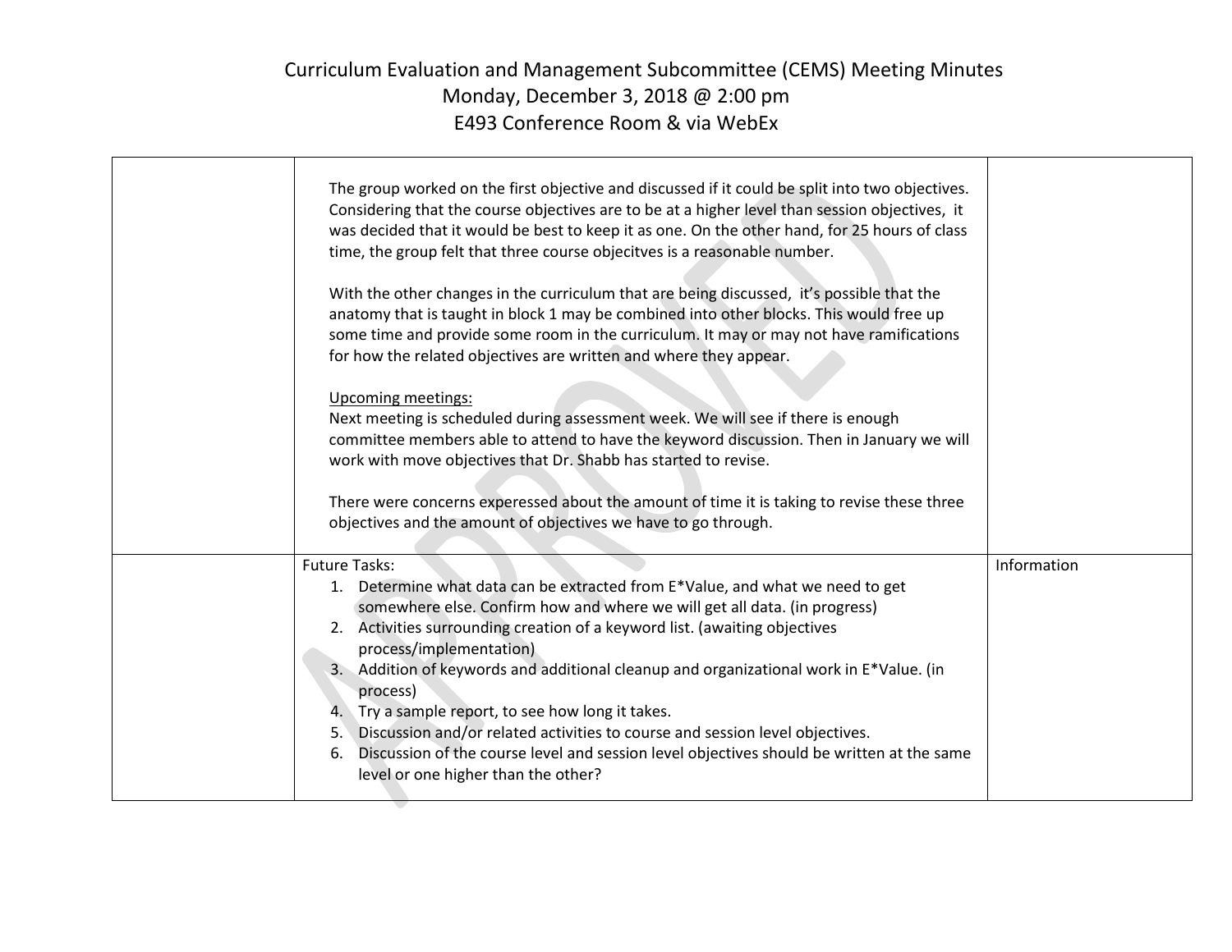# Curriculum Evaluation and Management Subcommittee (CEMS) Meeting Minutes

Monday, December 3, 2018 @ 2:00 pm

E493 Conference Room & via WebEx

| | | |
|---|---|---|
| | The group worked on the first objective and discussed if it could be split into two objectives. Considering that the course objectives are to be at a higher level than session objectives, it was decided that it would be best to keep it as one. On the other hand, for 25 hours of class time, the group felt that three course objecitves is a reasonable number.<br><br>With the other changes in the curriculum that are being discussed, it's possible that the anatomy that is taught in block 1 may be combined into other blocks. This would free up some time and provide some room in the curriculum. It may or may not have ramifications for how the related objectives are written and where they appear.<br><br><u>Upcoming meetings:</u><br>Next meeting is scheduled during assessment week. We will see if there is enough committee members able to attend to have the keyword discussion. Then in January we will work with move objectives that Dr. Shabb has started to revise.<br><br>There were concerns experessed about the amount of time it is taking to revise these three objectives and the amount of objectives we have to go through. | |
| | Future Tasks:<br>1. Determine what data can be extracted from E*Value, and what we need to get somewhere else. Confirm how and where we will get all data. (in progress)<br>2. Activities surrounding creation of a keyword list. (awaiting objectives process/implementation)<br>3. Addition of keywords and additional cleanup and organizational work in E*Value. (in process)<br>4. Try a sample report, to see how long it takes.<br>5. Discussion and/or related activities to course and session level objectives.<br>6. Discussion of the course level and session level objectives should be written at the same level or one higher than the other? | Information |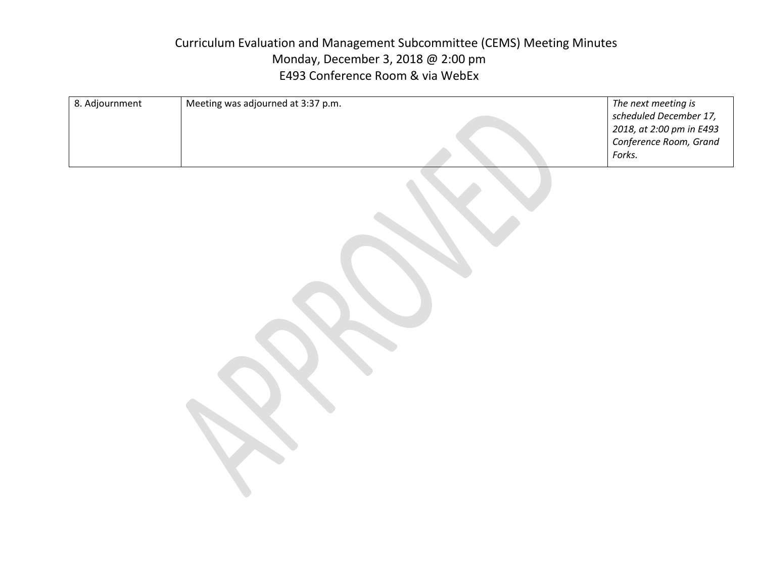| | | |
|---|---|---|
| 8. Adjournment | Meeting was adjourned at 3:37 p.m. | *The next meeting is scheduled December 17, 2018, at 2:00 pm in E493 Conference Room, Grand Forks.* |